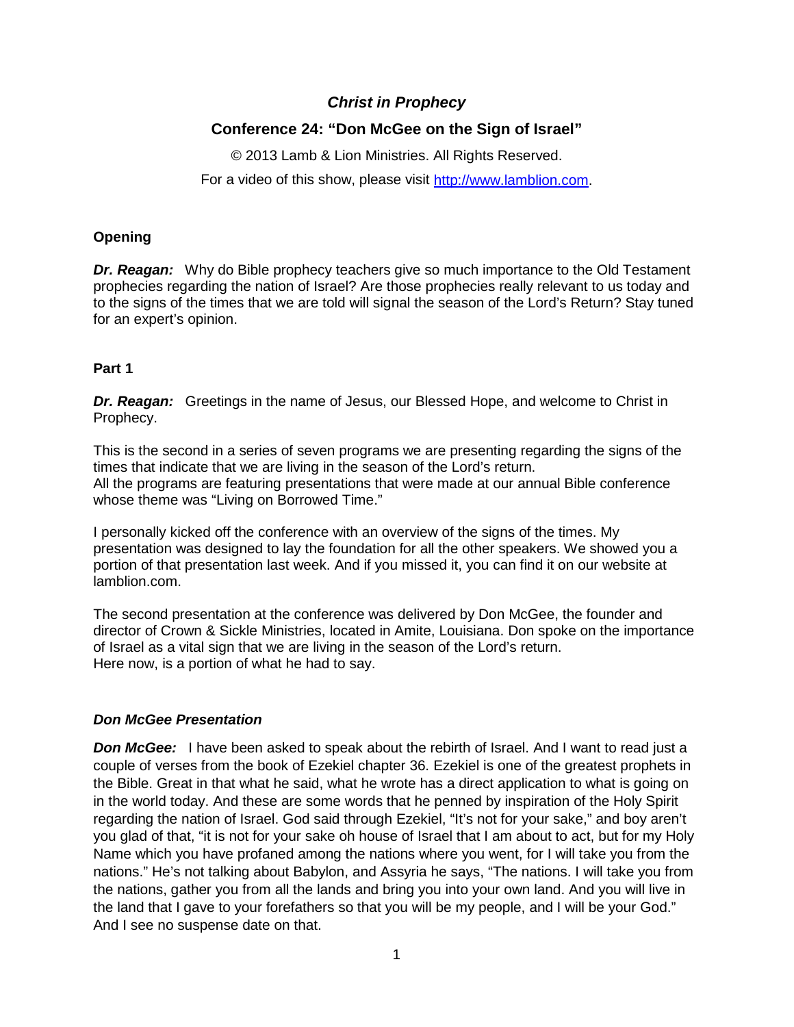# *Christ in Prophecy*

## Conference 24: "Don McGee on the Sign of Israel"

© 2013 Lamb & Lion Ministries. All Rights Reserved.

For a video of this show, please visit http://www.lamblion.com.

### Opening

***Dr. Reagan:*** Why do Bible prophecy teachers give so much importance to the Old Testament prophecies regarding the nation of Israel? Are those prophecies really relevant to us today and to the signs of the times that we are told will signal the season of the Lord's Return? Stay tuned for an expert's opinion.

### Part 1

***Dr. Reagan:*** Greetings in the name of Jesus, our Blessed Hope, and welcome to Christ in Prophecy.

This is the second in a series of seven programs we are presenting regarding the signs of the times that indicate that we are living in the season of the Lord's return.
All the programs are featuring presentations that were made at our annual Bible conference whose theme was "Living on Borrowed Time."

I personally kicked off the conference with an overview of the signs of the times. My presentation was designed to lay the foundation for all the other speakers. We showed you a portion of that presentation last week. And if you missed it, you can find it on our website at lamblion.com.

The second presentation at the conference was delivered by Don McGee, the founder and director of Crown & Sickle Ministries, located in Amite, Louisiana. Don spoke on the importance of Israel as a vital sign that we are living in the season of the Lord's return.
Here now, is a portion of what he had to say.

### *Don McGee Presentation*

***Don McGee:*** I have been asked to speak about the rebirth of Israel. And I want to read just a couple of verses from the book of Ezekiel chapter 36. Ezekiel is one of the greatest prophets in the Bible. Great in that what he said, what he wrote has a direct application to what is going on in the world today. And these are some words that he penned by inspiration of the Holy Spirit regarding the nation of Israel. God said through Ezekiel, "It's not for your sake," and boy aren't you glad of that, "it is not for your sake oh house of Israel that I am about to act, but for my Holy Name which you have profaned among the nations where you went, for I will take you from the nations." He's not talking about Babylon, and Assyria he says, "The nations. I will take you from the nations, gather you from all the lands and bring you into your own land. And you will live in the land that I gave to your forefathers so that you will be my people, and I will be your God." And I see no suspense date on that.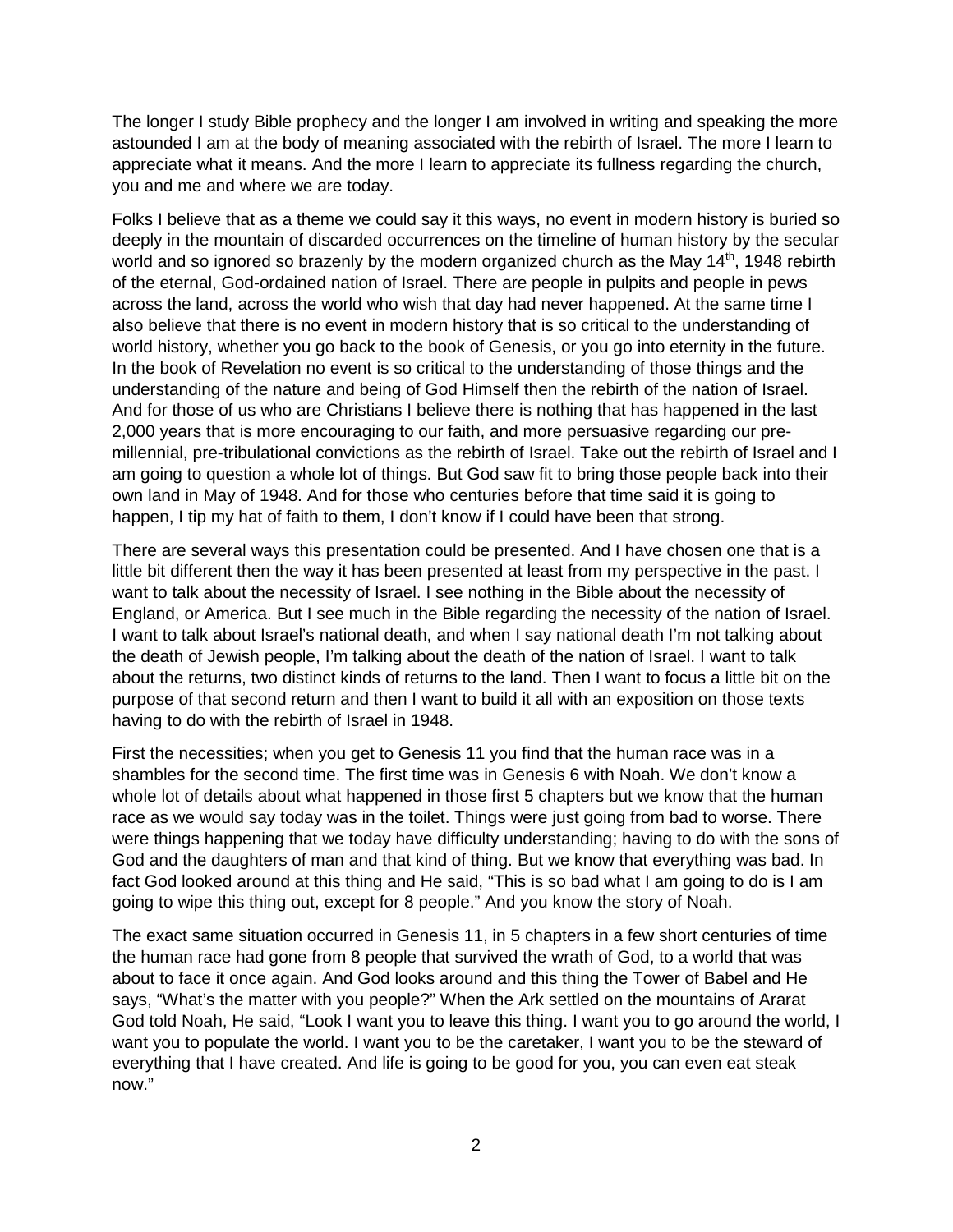The longer I study Bible prophecy and the longer I am involved in writing and speaking the more astounded I am at the body of meaning associated with the rebirth of Israel. The more I learn to appreciate what it means. And the more I learn to appreciate its fullness regarding the church, you and me and where we are today.

Folks I believe that as a theme we could say it this ways, no event in modern history is buried so deeply in the mountain of discarded occurrences on the timeline of human history by the secular world and so ignored so brazenly by the modern organized church as the May 14th, 1948 rebirth of the eternal, God-ordained nation of Israel. There are people in pulpits and people in pews across the land, across the world who wish that day had never happened. At the same time I also believe that there is no event in modern history that is so critical to the understanding of world history, whether you go back to the book of Genesis, or you go into eternity in the future. In the book of Revelation no event is so critical to the understanding of those things and the understanding of the nature and being of God Himself then the rebirth of the nation of Israel. And for those of us who are Christians I believe there is nothing that has happened in the last 2,000 years that is more encouraging to our faith, and more persuasive regarding our pre-millennial, pre-tribulational convictions as the rebirth of Israel. Take out the rebirth of Israel and I am going to question a whole lot of things. But God saw fit to bring those people back into their own land in May of 1948. And for those who centuries before that time said it is going to happen, I tip my hat of faith to them, I don't know if I could have been that strong.

There are several ways this presentation could be presented. And I have chosen one that is a little bit different then the way it has been presented at least from my perspective in the past. I want to talk about the necessity of Israel. I see nothing in the Bible about the necessity of England, or America. But I see much in the Bible regarding the necessity of the nation of Israel. I want to talk about Israel's national death, and when I say national death I'm not talking about the death of Jewish people, I'm talking about the death of the nation of Israel. I want to talk about the returns, two distinct kinds of returns to the land. Then I want to focus a little bit on the purpose of that second return and then I want to build it all with an exposition on those texts having to do with the rebirth of Israel in 1948.

First the necessities; when you get to Genesis 11 you find that the human race was in a shambles for the second time. The first time was in Genesis 6 with Noah. We don't know a whole lot of details about what happened in those first 5 chapters but we know that the human race as we would say today was in the toilet. Things were just going from bad to worse. There were things happening that we today have difficulty understanding; having to do with the sons of God and the daughters of man and that kind of thing. But we know that everything was bad. In fact God looked around at this thing and He said, "This is so bad what I am going to do is I am going to wipe this thing out, except for 8 people." And you know the story of Noah.

The exact same situation occurred in Genesis 11, in 5 chapters in a few short centuries of time the human race had gone from 8 people that survived the wrath of God, to a world that was about to face it once again. And God looks around and this thing the Tower of Babel and He says, "What's the matter with you people?" When the Ark settled on the mountains of Ararat God told Noah, He said, "Look I want you to leave this thing. I want you to go around the world, I want you to populate the world. I want you to be the caretaker, I want you to be the steward of everything that I have created. And life is going to be good for you, you can even eat steak now."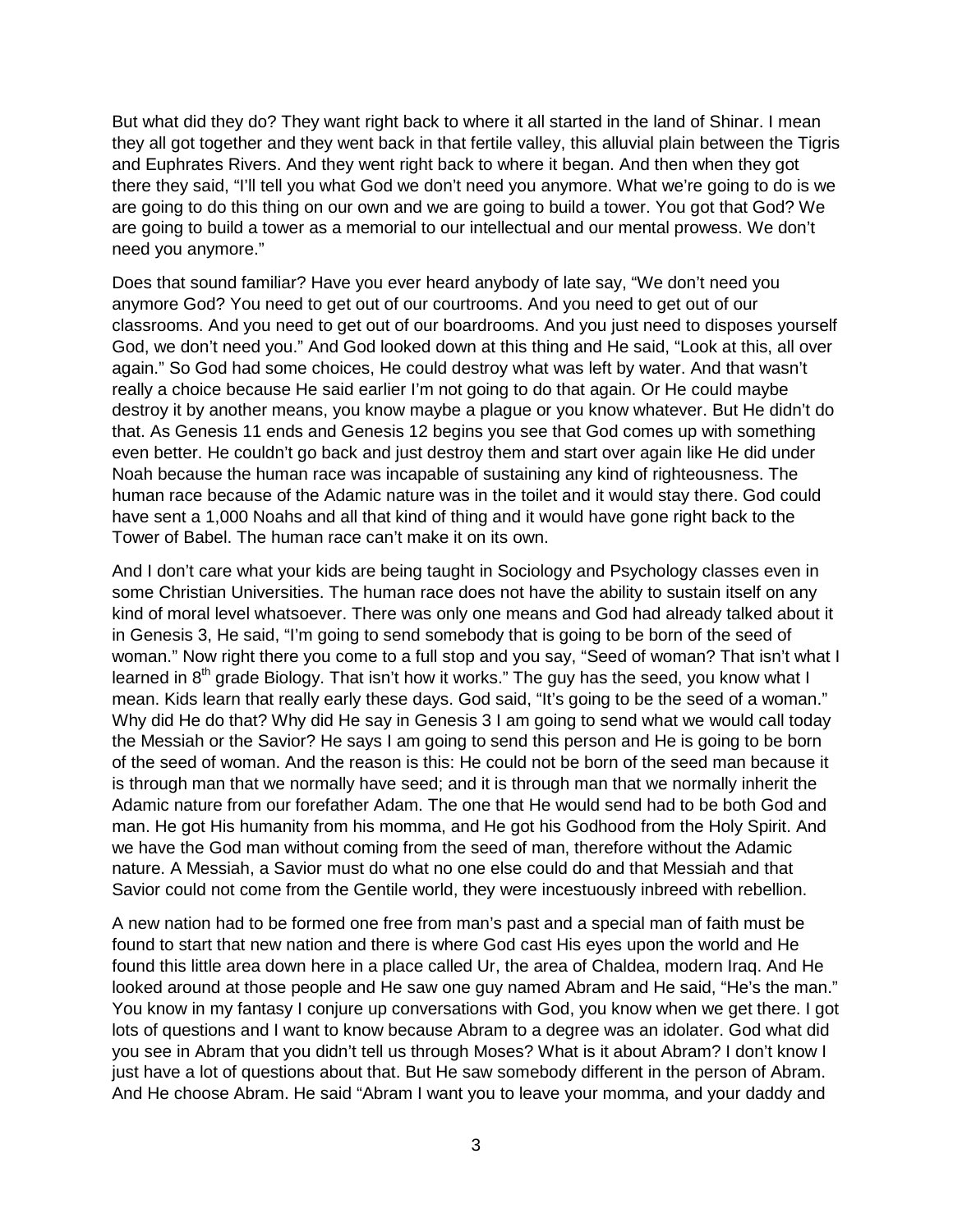But what did they do? They want right back to where it all started in the land of Shinar. I mean they all got together and they went back in that fertile valley, this alluvial plain between the Tigris and Euphrates Rivers. And they went right back to where it began. And then when they got there they said, "I'll tell you what God we don't need you anymore. What we're going to do is we are going to do this thing on our own and we are going to build a tower. You got that God? We are going to build a tower as a memorial to our intellectual and our mental prowess. We don't need you anymore."

Does that sound familiar? Have you ever heard anybody of late say, "We don't need you anymore God? You need to get out of our courtrooms. And you need to get out of our classrooms. And you need to get out of our boardrooms. And you just need to disposes yourself God, we don't need you." And God looked down at this thing and He said, "Look at this, all over again." So God had some choices, He could destroy what was left by water. And that wasn't really a choice because He said earlier I'm not going to do that again. Or He could maybe destroy it by another means, you know maybe a plague or you know whatever. But He didn't do that. As Genesis 11 ends and Genesis 12 begins you see that God comes up with something even better. He couldn't go back and just destroy them and start over again like He did under Noah because the human race was incapable of sustaining any kind of righteousness. The human race because of the Adamic nature was in the toilet and it would stay there. God could have sent a 1,000 Noahs and all that kind of thing and it would have gone right back to the Tower of Babel. The human race can't make it on its own.

And I don't care what your kids are being taught in Sociology and Psychology classes even in some Christian Universities. The human race does not have the ability to sustain itself on any kind of moral level whatsoever. There was only one means and God had already talked about it in Genesis 3, He said, "I'm going to send somebody that is going to be born of the seed of woman." Now right there you come to a full stop and you say, "Seed of woman? That isn't what I learned in 8th grade Biology. That isn't how it works." The guy has the seed, you know what I mean. Kids learn that really early these days. God said, "It's going to be the seed of a woman." Why did He do that? Why did He say in Genesis 3 I am going to send what we would call today the Messiah or the Savior? He says I am going to send this person and He is going to be born of the seed of woman. And the reason is this: He could not be born of the seed man because it is through man that we normally have seed; and it is through man that we normally inherit the Adamic nature from our forefather Adam. The one that He would send had to be both God and man. He got His humanity from his momma, and He got his Godhood from the Holy Spirit. And we have the God man without coming from the seed of man, therefore without the Adamic nature. A Messiah, a Savior must do what no one else could do and that Messiah and that Savior could not come from the Gentile world, they were incestuously inbreed with rebellion.

A new nation had to be formed one free from man's past and a special man of faith must be found to start that new nation and there is where God cast His eyes upon the world and He found this little area down here in a place called Ur, the area of Chaldea, modern Iraq. And He looked around at those people and He saw one guy named Abram and He said, "He's the man." You know in my fantasy I conjure up conversations with God, you know when we get there. I got lots of questions and I want to know because Abram to a degree was an idolater. God what did you see in Abram that you didn't tell us through Moses? What is it about Abram? I don't know I just have a lot of questions about that. But He saw somebody different in the person of Abram. And He choose Abram. He said "Abram I want you to leave your momma, and your daddy and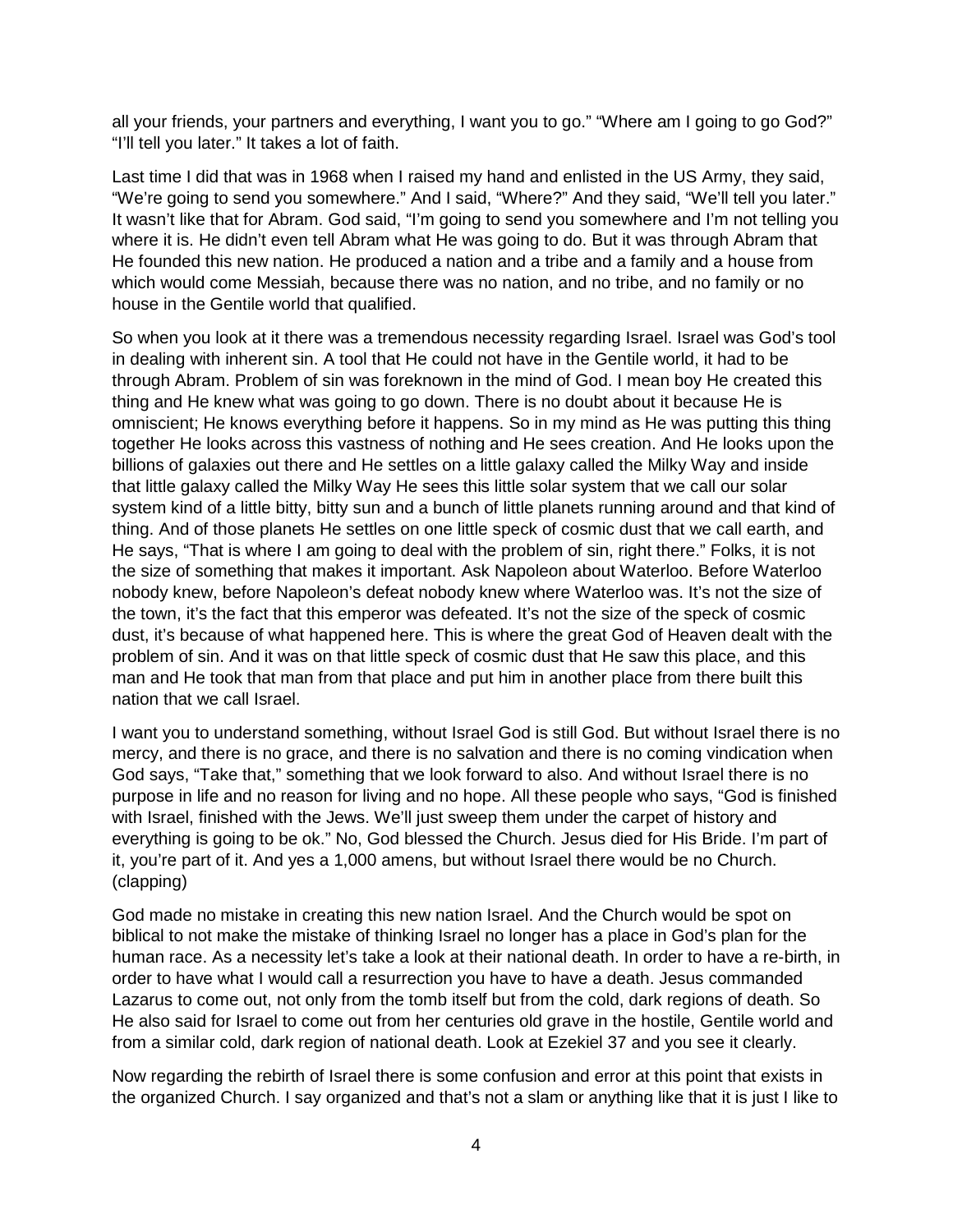all your friends, your partners and everything, I want you to go." "Where am I going to go God?" "I'll tell you later." It takes a lot of faith.

Last time I did that was in 1968 when I raised my hand and enlisted in the US Army, they said, "We're going to send you somewhere." And I said, "Where?" And they said, "We'll tell you later." It wasn't like that for Abram. God said, "I'm going to send you somewhere and I'm not telling you where it is. He didn't even tell Abram what He was going to do. But it was through Abram that He founded this new nation. He produced a nation and a tribe and a family and a house from which would come Messiah, because there was no nation, and no tribe, and no family or no house in the Gentile world that qualified.

So when you look at it there was a tremendous necessity regarding Israel. Israel was God's tool in dealing with inherent sin. A tool that He could not have in the Gentile world, it had to be through Abram. Problem of sin was foreknown in the mind of God. I mean boy He created this thing and He knew what was going to go down. There is no doubt about it because He is omniscient; He knows everything before it happens. So in my mind as He was putting this thing together He looks across this vastness of nothing and He sees creation. And He looks upon the billions of galaxies out there and He settles on a little galaxy called the Milky Way and inside that little galaxy called the Milky Way He sees this little solar system that we call our solar system kind of a little bitty, bitty sun and a bunch of little planets running around and that kind of thing. And of those planets He settles on one little speck of cosmic dust that we call earth, and He says, "That is where I am going to deal with the problem of sin, right there." Folks, it is not the size of something that makes it important. Ask Napoleon about Waterloo. Before Waterloo nobody knew, before Napoleon's defeat nobody knew where Waterloo was. It's not the size of the town, it's the fact that this emperor was defeated. It's not the size of the speck of cosmic dust, it's because of what happened here. This is where the great God of Heaven dealt with the problem of sin. And it was on that little speck of cosmic dust that He saw this place, and this man and He took that man from that place and put him in another place from there built this nation that we call Israel.

I want you to understand something, without Israel God is still God. But without Israel there is no mercy, and there is no grace, and there is no salvation and there is no coming vindication when God says, "Take that," something that we look forward to also. And without Israel there is no purpose in life and no reason for living and no hope. All these people who says, "God is finished with Israel, finished with the Jews. We'll just sweep them under the carpet of history and everything is going to be ok." No, God blessed the Church. Jesus died for His Bride. I'm part of it, you're part of it. And yes a 1,000 amens, but without Israel there would be no Church. (clapping)

God made no mistake in creating this new nation Israel. And the Church would be spot on biblical to not make the mistake of thinking Israel no longer has a place in God's plan for the human race. As a necessity let's take a look at their national death. In order to have a re-birth, in order to have what I would call a resurrection you have to have a death. Jesus commanded Lazarus to come out, not only from the tomb itself but from the cold, dark regions of death. So He also said for Israel to come out from her centuries old grave in the hostile, Gentile world and from a similar cold, dark region of national death. Look at Ezekiel 37 and you see it clearly.

Now regarding the rebirth of Israel there is some confusion and error at this point that exists in the organized Church. I say organized and that's not a slam or anything like that it is just I like to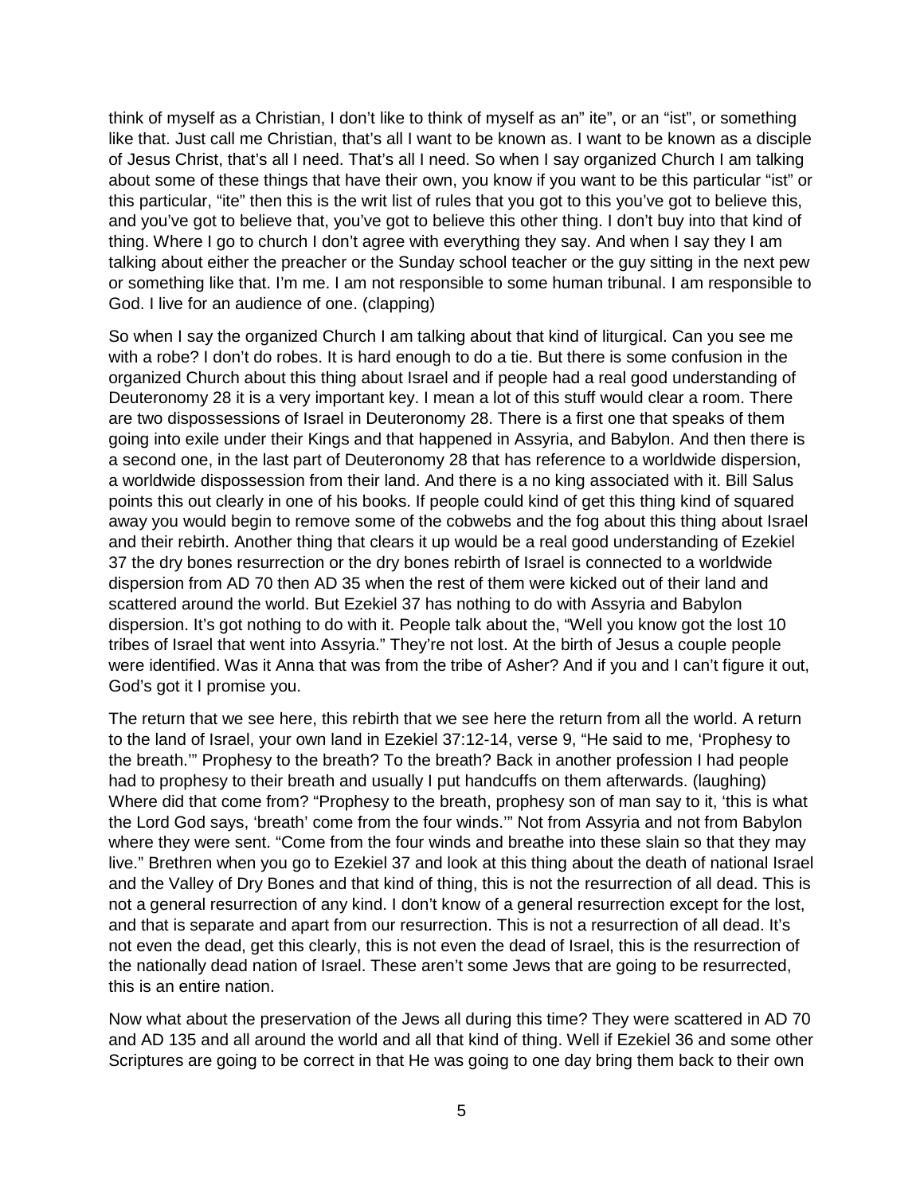think of myself as a Christian, I don't like to think of myself as an" ite", or an "ist", or something like that. Just call me Christian, that's all I want to be known as. I want to be known as a disciple of Jesus Christ, that's all I need. That's all I need. So when I say organized Church I am talking about some of these things that have their own, you know if you want to be this particular "ist" or this particular, "ite" then this is the writ list of rules that you got to this you've got to believe this, and you've got to believe that, you've got to believe this other thing. I don't buy into that kind of thing. Where I go to church I don't agree with everything they say. And when I say they I am talking about either the preacher or the Sunday school teacher or the guy sitting in the next pew or something like that. I'm me. I am not responsible to some human tribunal. I am responsible to God. I live for an audience of one. (clapping)

So when I say the organized Church I am talking about that kind of liturgical. Can you see me with a robe? I don't do robes. It is hard enough to do a tie. But there is some confusion in the organized Church about this thing about Israel and if people had a real good understanding of Deuteronomy 28 it is a very important key. I mean a lot of this stuff would clear a room. There are two dispossessions of Israel in Deuteronomy 28. There is a first one that speaks of them going into exile under their Kings and that happened in Assyria, and Babylon. And then there is a second one, in the last part of Deuteronomy 28 that has reference to a worldwide dispersion, a worldwide dispossession from their land. And there is a no king associated with it. Bill Salus points this out clearly in one of his books. If people could kind of get this thing kind of squared away you would begin to remove some of the cobwebs and the fog about this thing about Israel and their rebirth. Another thing that clears it up would be a real good understanding of Ezekiel 37 the dry bones resurrection or the dry bones rebirth of Israel is connected to a worldwide dispersion from AD 70 then AD 35 when the rest of them were kicked out of their land and scattered around the world. But Ezekiel 37 has nothing to do with Assyria and Babylon dispersion. It's got nothing to do with it. People talk about the, "Well you know got the lost 10 tribes of Israel that went into Assyria." They're not lost. At the birth of Jesus a couple people were identified. Was it Anna that was from the tribe of Asher? And if you and I can't figure it out, God's got it I promise you.

The return that we see here, this rebirth that we see here the return from all the world. A return to the land of Israel, your own land in Ezekiel 37:12-14, verse 9, "He said to me, 'Prophesy to the breath.'" Prophesy to the breath? To the breath? Back in another profession I had people had to prophesy to their breath and usually I put handcuffs on them afterwards. (laughing) Where did that come from? "Prophesy to the breath, prophesy son of man say to it, 'this is what the Lord God says, 'breath' come from the four winds.'" Not from Assyria and not from Babylon where they were sent. "Come from the four winds and breathe into these slain so that they may live." Brethren when you go to Ezekiel 37 and look at this thing about the death of national Israel and the Valley of Dry Bones and that kind of thing, this is not the resurrection of all dead. This is not a general resurrection of any kind. I don't know of a general resurrection except for the lost, and that is separate and apart from our resurrection. This is not a resurrection of all dead. It's not even the dead, get this clearly, this is not even the dead of Israel, this is the resurrection of the nationally dead nation of Israel. These aren't some Jews that are going to be resurrected, this is an entire nation.

Now what about the preservation of the Jews all during this time? They were scattered in AD 70 and AD 135 and all around the world and all that kind of thing. Well if Ezekiel 36 and some other Scriptures are going to be correct in that He was going to one day bring them back to their own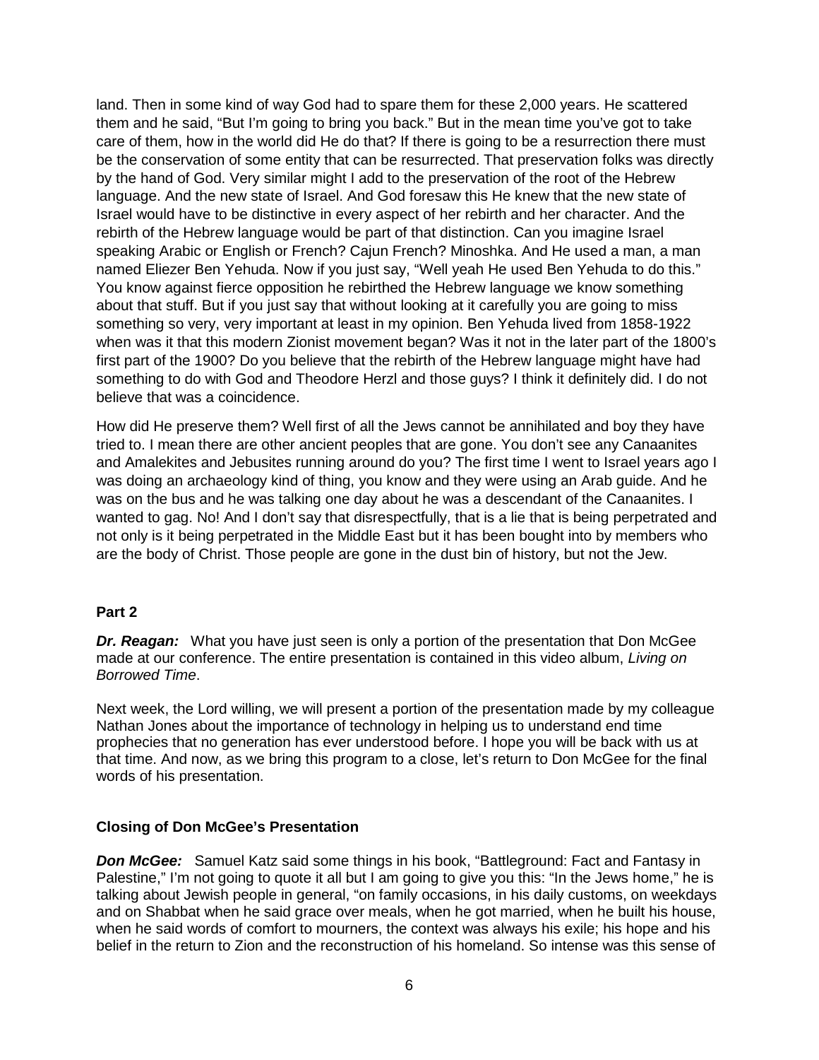land. Then in some kind of way God had to spare them for these 2,000 years. He scattered them and he said, "But I'm going to bring you back." But in the mean time you've got to take care of them, how in the world did He do that? If there is going to be a resurrection there must be the conservation of some entity that can be resurrected. That preservation folks was directly by the hand of God. Very similar might I add to the preservation of the root of the Hebrew language. And the new state of Israel. And God foresaw this He knew that the new state of Israel would have to be distinctive in every aspect of her rebirth and her character. And the rebirth of the Hebrew language would be part of that distinction. Can you imagine Israel speaking Arabic or English or French? Cajun French? Minoshka. And He used a man, a man named Eliezer Ben Yehuda. Now if you just say, "Well yeah He used Ben Yehuda to do this." You know against fierce opposition he rebirthed the Hebrew language we know something about that stuff. But if you just say that without looking at it carefully you are going to miss something so very, very important at least in my opinion. Ben Yehuda lived from 1858-1922 when was it that this modern Zionist movement began? Was it not in the later part of the 1800's first part of the 1900? Do you believe that the rebirth of the Hebrew language might have had something to do with God and Theodore Herzl and those guys? I think it definitely did. I do not believe that was a coincidence.

How did He preserve them? Well first of all the Jews cannot be annihilated and boy they have tried to. I mean there are other ancient peoples that are gone. You don't see any Canaanites and Amalekites and Jebusites running around do you? The first time I went to Israel years ago I was doing an archaeology kind of thing, you know and they were using an Arab guide. And he was on the bus and he was talking one day about he was a descendant of the Canaanites. I wanted to gag. No! And I don't say that disrespectfully, that is a lie that is being perpetrated and not only is it being perpetrated in the Middle East but it has been bought into by members who are the body of Christ. Those people are gone in the dust bin of history, but not the Jew.

## Part 2

***Dr. Reagan:*** What you have just seen is only a portion of the presentation that Don McGee made at our conference. The entire presentation is contained in this video album, *Living on Borrowed Time*.

Next week, the Lord willing, we will present a portion of the presentation made by my colleague Nathan Jones about the importance of technology in helping us to understand end time prophecies that no generation has ever understood before. I hope you will be back with us at that time. And now, as we bring this program to a close, let's return to Don McGee for the final words of his presentation.

## Closing of Don McGee's Presentation

***Don McGee:*** Samuel Katz said some things in his book, "Battleground: Fact and Fantasy in Palestine," I'm not going to quote it all but I am going to give you this: "In the Jews home," he is talking about Jewish people in general, "on family occasions, in his daily customs, on weekdays and on Shabbat when he said grace over meals, when he got married, when he built his house, when he said words of comfort to mourners, the context was always his exile; his hope and his belief in the return to Zion and the reconstruction of his homeland. So intense was this sense of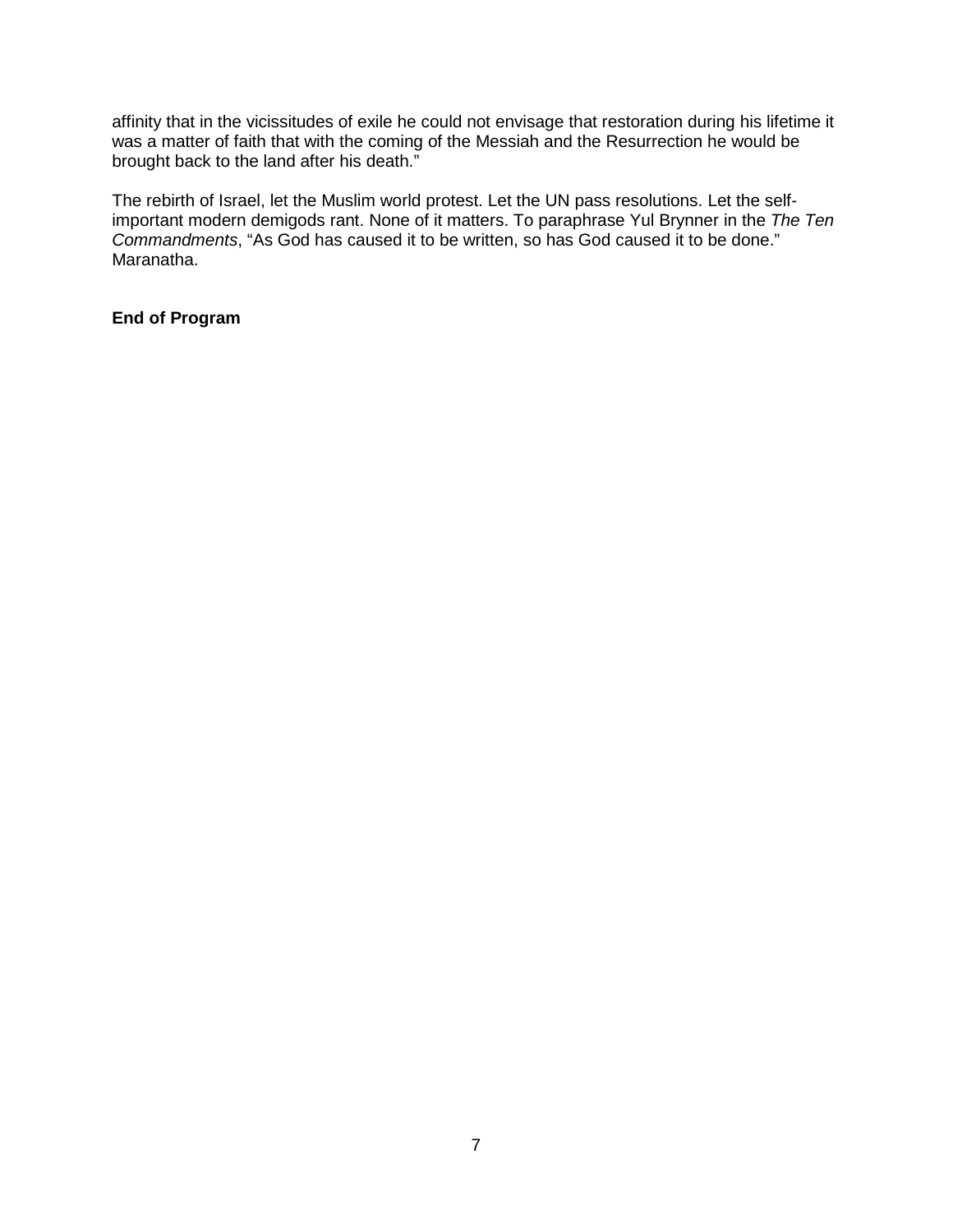affinity that in the vicissitudes of exile he could not envisage that restoration during his lifetime it was a matter of faith that with the coming of the Messiah and the Resurrection he would be brought back to the land after his death."

The rebirth of Israel, let the Muslim world protest. Let the UN pass resolutions. Let the self-important modern demigods rant. None of it matters. To paraphrase Yul Brynner in the *The Ten Commandments*, "As God has caused it to be written, so has God caused it to be done." Maranatha.

**End of Program**